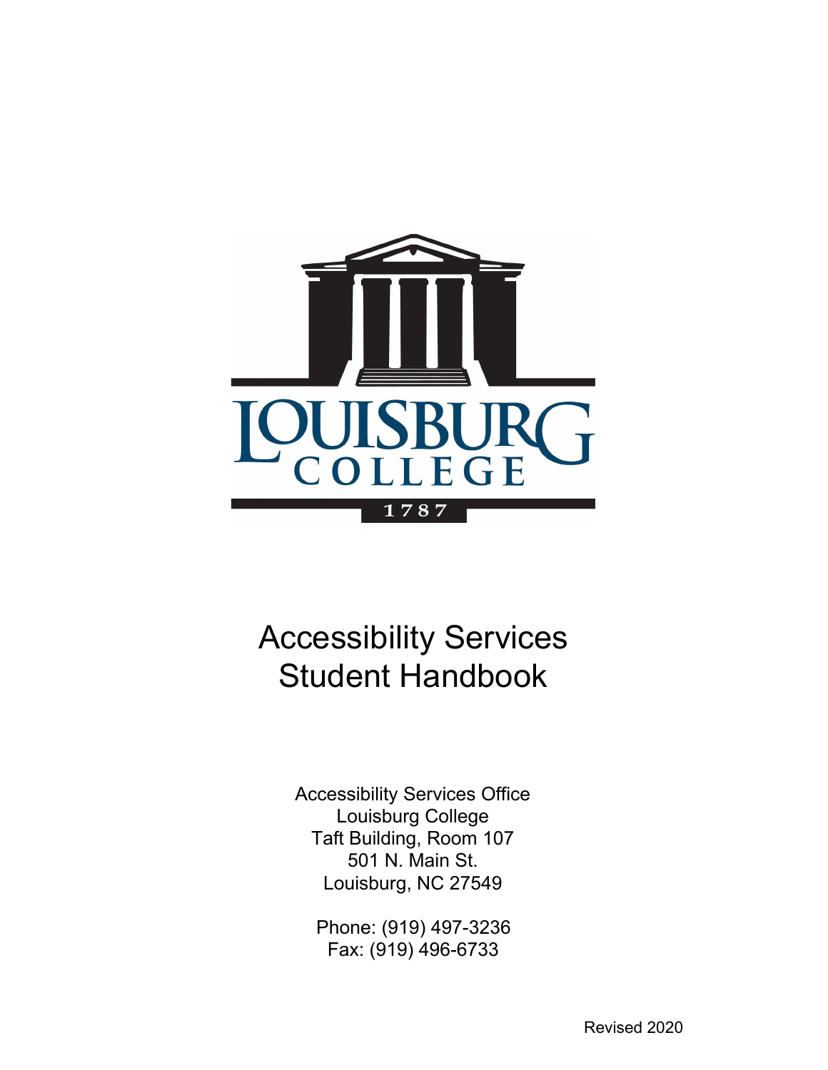# Accessibility Services Student Handbook

Accessibility Services Office
Louisburg College
Taft Building, Room 107
501 N. Main St.
Louisburg, NC 27549

Phone: (919) 497-3236
Fax: (919) 496-6733

Revised 2020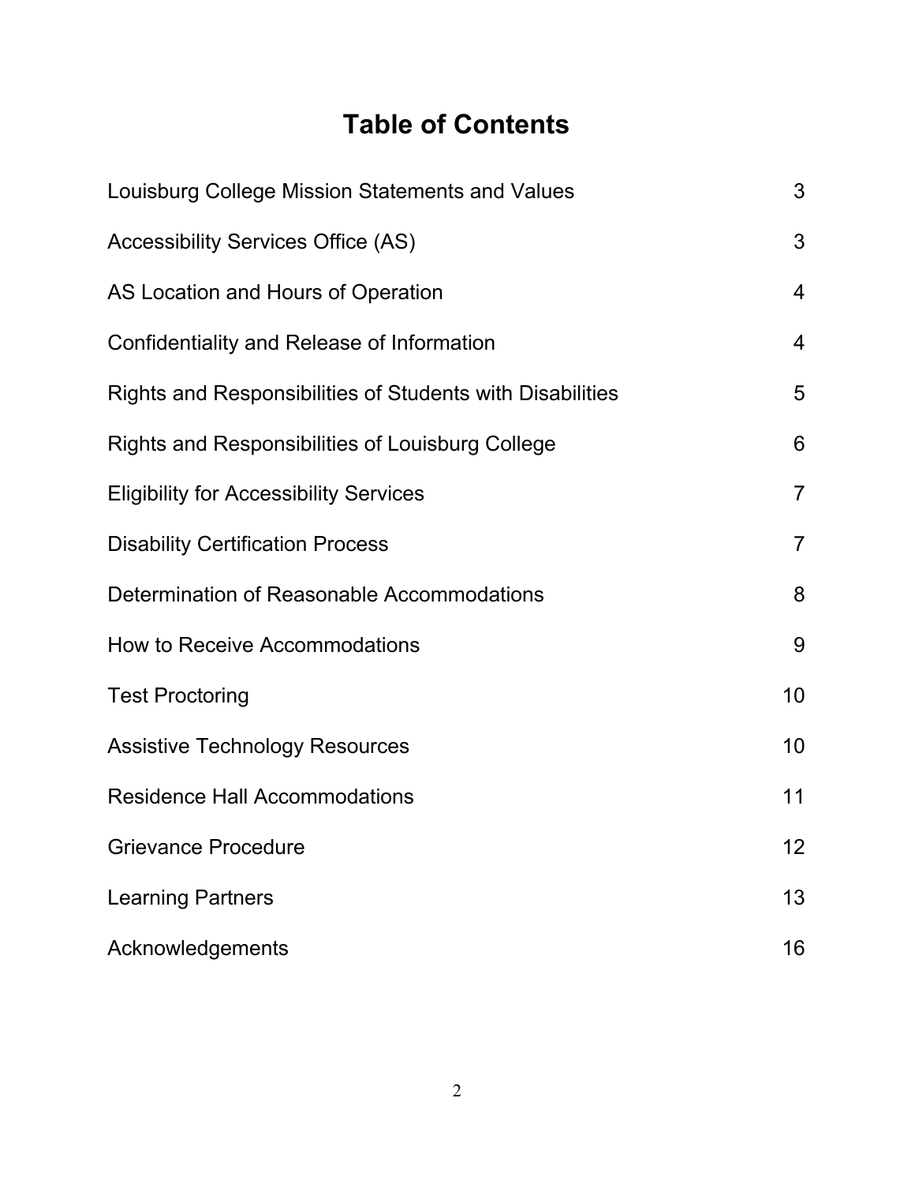# Table of Contents

| | |
|---|---|
| Louisburg College Mission Statements and Values | 3 |
| Accessibility Services Office (AS) | 3 |
| AS Location and Hours of Operation | 4 |
| Confidentiality and Release of Information | 4 |
| Rights and Responsibilities of Students with Disabilities | 5 |
| Rights and Responsibilities of Louisburg College | 6 |
| Eligibility for Accessibility Services | 7 |
| Disability Certification Process | 7 |
| Determination of Reasonable Accommodations | 8 |
| How to Receive Accommodations | 9 |
| Test Proctoring | 10 |
| Assistive Technology Resources | 10 |
| Residence Hall Accommodations | 11 |
| Grievance Procedure | 12 |
| Learning Partners | 13 |
| Acknowledgements | 16 |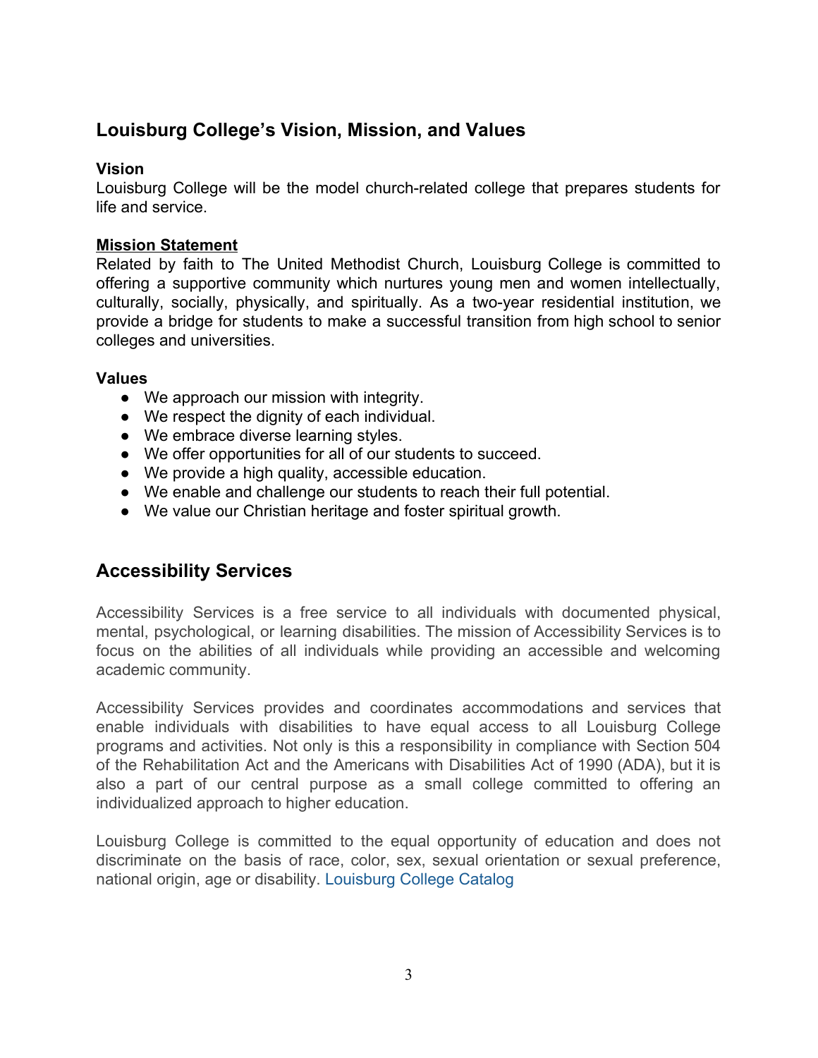## Louisburg College's Vision, Mission, and Values

### Vision

Louisburg College will be the model church-related college that prepares students for life and service.

### Mission Statement

Related by faith to The United Methodist Church, Louisburg College is committed to offering a supportive community which nurtures young men and women intellectually, culturally, socially, physically, and spiritually. As a two-year residential institution, we provide a bridge for students to make a successful transition from high school to senior colleges and universities.

### Values

- We approach our mission with integrity.
- We respect the dignity of each individual.
- We embrace diverse learning styles.
- We offer opportunities for all of our students to succeed.
- We provide a high quality, accessible education.
- We enable and challenge our students to reach their full potential.
- We value our Christian heritage and foster spiritual growth.

## Accessibility Services

Accessibility Services is a free service to all individuals with documented physical, mental, psychological, or learning disabilities. The mission of Accessibility Services is to focus on the abilities of all individuals while providing an accessible and welcoming academic community.

Accessibility Services provides and coordinates accommodations and services that enable individuals with disabilities to have equal access to all Louisburg College programs and activities. Not only is this a responsibility in compliance with Section 504 of the Rehabilitation Act and the Americans with Disabilities Act of 1990 (ADA), but it is also a part of our central purpose as a small college committed to offering an individualized approach to higher education.

Louisburg College is committed to the equal opportunity of education and does not discriminate on the basis of race, color, sex, sexual orientation or sexual preference, national origin, age or disability. Louisburg College Catalog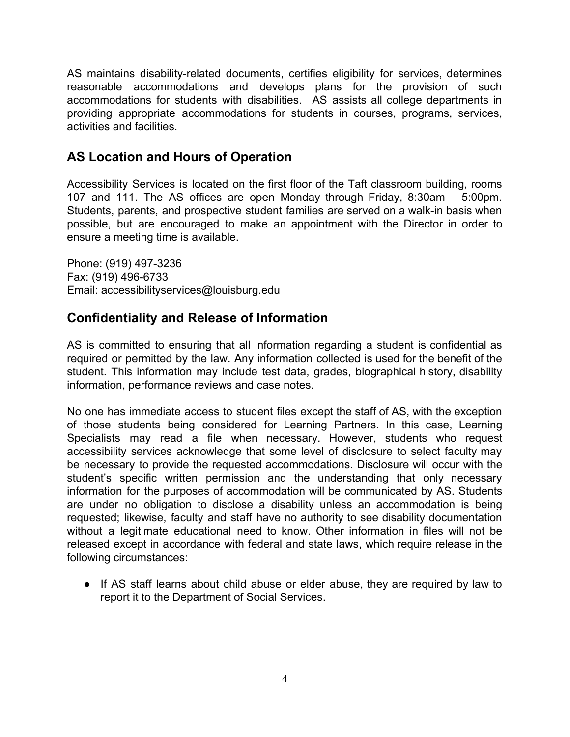AS maintains disability-related documents, certifies eligibility for services, determines reasonable accommodations and develops plans for the provision of such accommodations for students with disabilities. AS assists all college departments in providing appropriate accommodations for students in courses, programs, services, activities and facilities.

## AS Location and Hours of Operation

Accessibility Services is located on the first floor of the Taft classroom building, rooms 107 and 111. The AS offices are open Monday through Friday, 8:30am – 5:00pm. Students, parents, and prospective student families are served on a walk-in basis when possible, but are encouraged to make an appointment with the Director in order to ensure a meeting time is available.

Phone: (919) 497-3236
Fax: (919) 496-6733
Email: accessibilityservices@louisburg.edu

## Confidentiality and Release of Information

AS is committed to ensuring that all information regarding a student is confidential as required or permitted by the law. Any information collected is used for the benefit of the student. This information may include test data, grades, biographical history, disability information, performance reviews and case notes.

No one has immediate access to student files except the staff of AS, with the exception of those students being considered for Learning Partners. In this case, Learning Specialists may read a file when necessary. However, students who request accessibility services acknowledge that some level of disclosure to select faculty may be necessary to provide the requested accommodations. Disclosure will occur with the student's specific written permission and the understanding that only necessary information for the purposes of accommodation will be communicated by AS. Students are under no obligation to disclose a disability unless an accommodation is being requested; likewise, faculty and staff have no authority to see disability documentation without a legitimate educational need to know. Other information in files will not be released except in accordance with federal and state laws, which require release in the following circumstances:

- If AS staff learns about child abuse or elder abuse, they are required by law to report it to the Department of Social Services.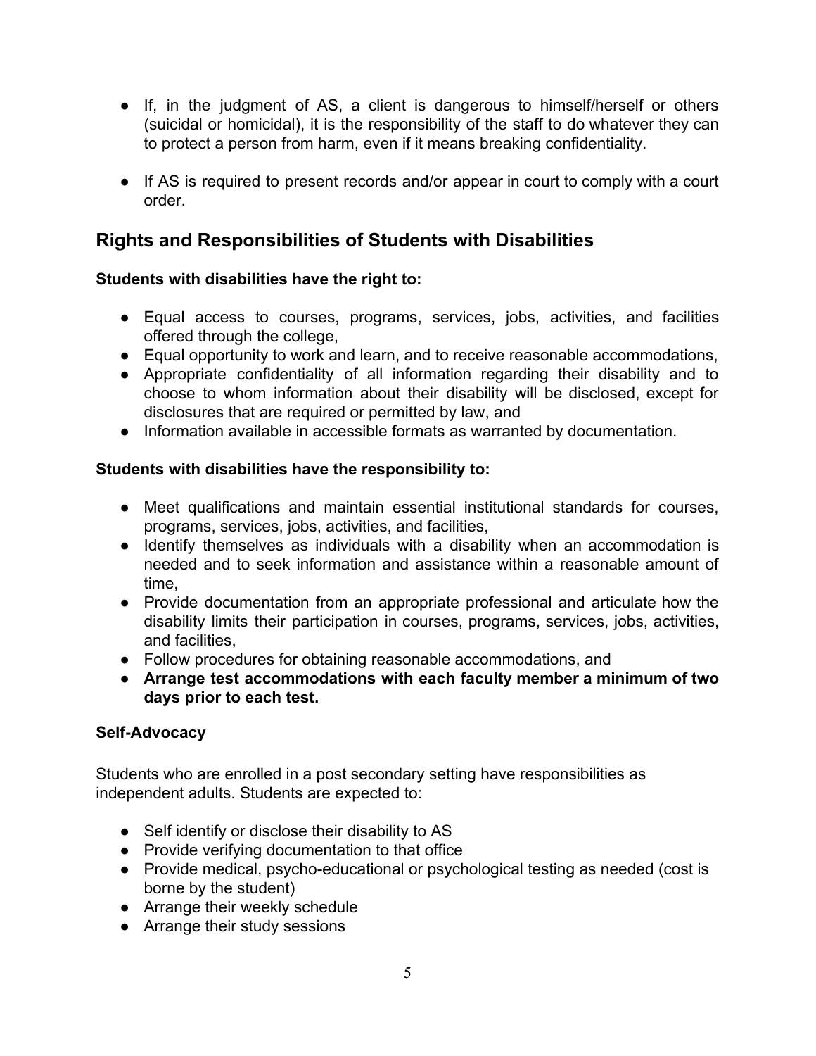- If, in the judgment of AS, a client is dangerous to himself/herself or others (suicidal or homicidal), it is the responsibility of the staff to do whatever they can to protect a person from harm, even if it means breaking confidentiality.

- If AS is required to present records and/or appear in court to comply with a court order.

## Rights and Responsibilities of Students with Disabilities

**Students with disabilities have the right to:**

- Equal access to courses, programs, services, jobs, activities, and facilities offered through the college,
- Equal opportunity to work and learn, and to receive reasonable accommodations,
- Appropriate confidentiality of all information regarding their disability and to choose to whom information about their disability will be disclosed, except for disclosures that are required or permitted by law, and
- Information available in accessible formats as warranted by documentation.

**Students with disabilities have the responsibility to:**

- Meet qualifications and maintain essential institutional standards for courses, programs, services, jobs, activities, and facilities,
- Identify themselves as individuals with a disability when an accommodation is needed and to seek information and assistance within a reasonable amount of time,
- Provide documentation from an appropriate professional and articulate how the disability limits their participation in courses, programs, services, jobs, activities, and facilities,
- Follow procedures for obtaining reasonable accommodations, and
- **Arrange test accommodations with each faculty member a minimum of two days prior to each test.**

**Self-Advocacy**

Students who are enrolled in a post secondary setting have responsibilities as independent adults. Students are expected to:

- Self identify or disclose their disability to AS
- Provide verifying documentation to that office
- Provide medical, psycho-educational or psychological testing as needed (cost is borne by the student)
- Arrange their weekly schedule
- Arrange their study sessions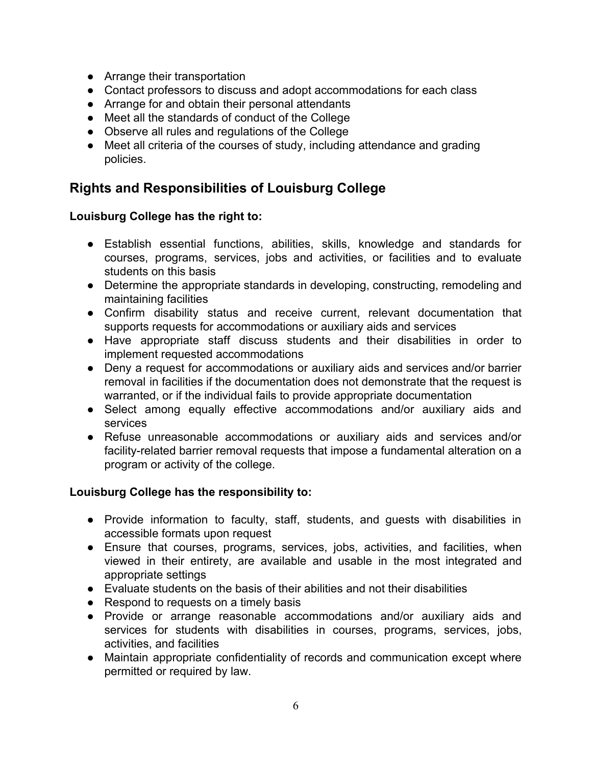- Arrange their transportation
- Contact professors to discuss and adopt accommodations for each class
- Arrange for and obtain their personal attendants
- Meet all the standards of conduct of the College
- Observe all rules and regulations of the College
- Meet all criteria of the courses of study, including attendance and grading policies.

## Rights and Responsibilities of Louisburg College

**Louisburg College has the right to:**

- Establish essential functions, abilities, skills, knowledge and standards for courses, programs, services, jobs and activities, or facilities and to evaluate students on this basis
- Determine the appropriate standards in developing, constructing, remodeling and maintaining facilities
- Confirm disability status and receive current, relevant documentation that supports requests for accommodations or auxiliary aids and services
- Have appropriate staff discuss students and their disabilities in order to implement requested accommodations
- Deny a request for accommodations or auxiliary aids and services and/or barrier removal in facilities if the documentation does not demonstrate that the request is warranted, or if the individual fails to provide appropriate documentation
- Select among equally effective accommodations and/or auxiliary aids and services
- Refuse unreasonable accommodations or auxiliary aids and services and/or facility-related barrier removal requests that impose a fundamental alteration on a program or activity of the college.

**Louisburg College has the responsibility to:**

- Provide information to faculty, staff, students, and guests with disabilities in accessible formats upon request
- Ensure that courses, programs, services, jobs, activities, and facilities, when viewed in their entirety, are available and usable in the most integrated and appropriate settings
- Evaluate students on the basis of their abilities and not their disabilities
- Respond to requests on a timely basis
- Provide or arrange reasonable accommodations and/or auxiliary aids and services for students with disabilities in courses, programs, services, jobs, activities, and facilities
- Maintain appropriate confidentiality of records and communication except where permitted or required by law.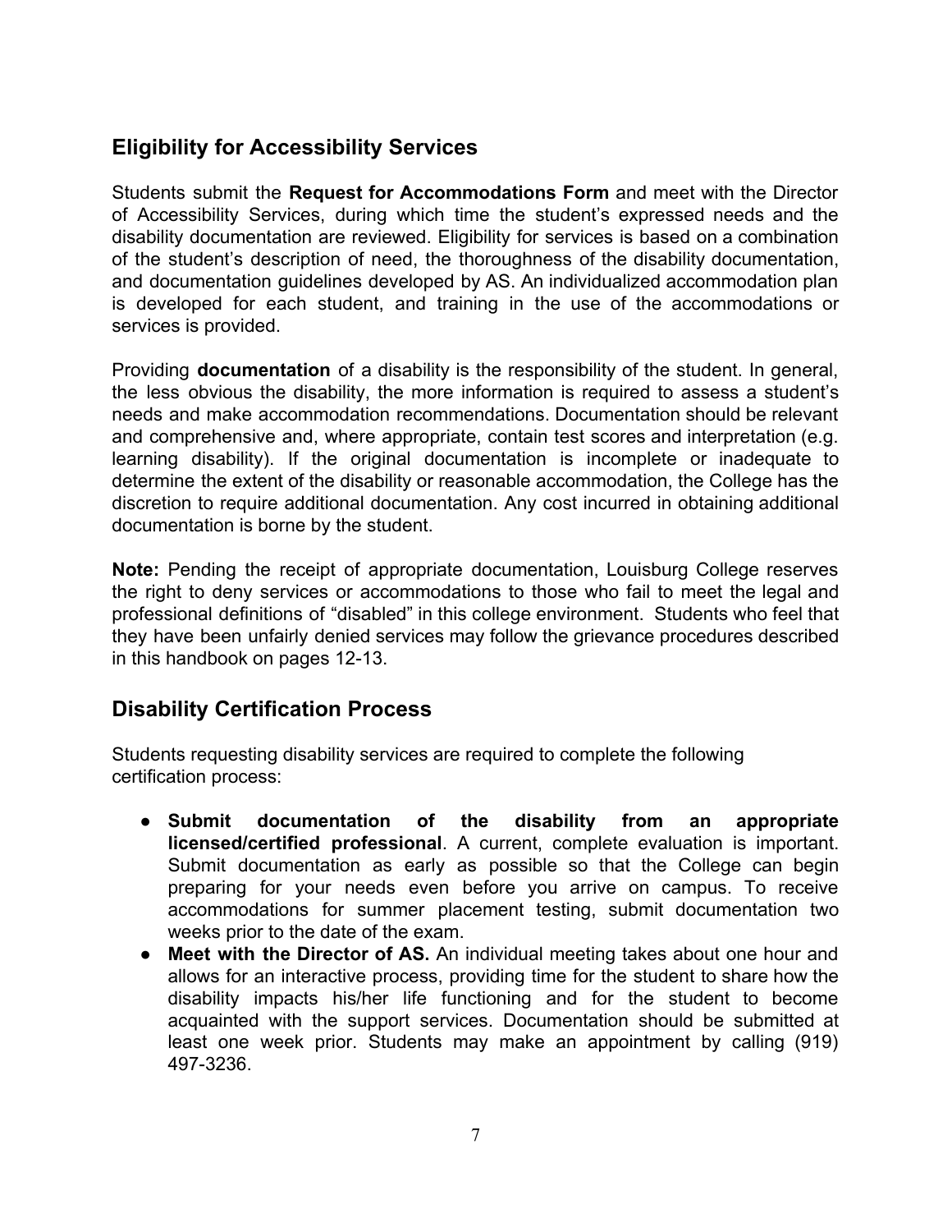## Eligibility for Accessibility Services

Students submit the **Request for Accommodations Form** and meet with the Director of Accessibility Services, during which time the student's expressed needs and the disability documentation are reviewed. Eligibility for services is based on a combination of the student's description of need, the thoroughness of the disability documentation, and documentation guidelines developed by AS. An individualized accommodation plan is developed for each student, and training in the use of the accommodations or services is provided.

Providing **documentation** of a disability is the responsibility of the student. In general, the less obvious the disability, the more information is required to assess a student's needs and make accommodation recommendations. Documentation should be relevant and comprehensive and, where appropriate, contain test scores and interpretation (e.g. learning disability). If the original documentation is incomplete or inadequate to determine the extent of the disability or reasonable accommodation, the College has the discretion to require additional documentation. Any cost incurred in obtaining additional documentation is borne by the student.

**Note:** Pending the receipt of appropriate documentation, Louisburg College reserves the right to deny services or accommodations to those who fail to meet the legal and professional definitions of "disabled" in this college environment. Students who feel that they have been unfairly denied services may follow the grievance procedures described in this handbook on pages 12-13.

## Disability Certification Process

Students requesting disability services are required to complete the following certification process:

- **Submit documentation of the disability from an appropriate licensed/certified professional**. A current, complete evaluation is important. Submit documentation as early as possible so that the College can begin preparing for your needs even before you arrive on campus. To receive accommodations for summer placement testing, submit documentation two weeks prior to the date of the exam.
- **Meet with the Director of AS.** An individual meeting takes about one hour and allows for an interactive process, providing time for the student to share how the disability impacts his/her life functioning and for the student to become acquainted with the support services. Documentation should be submitted at least one week prior. Students may make an appointment by calling (919) 497-3236.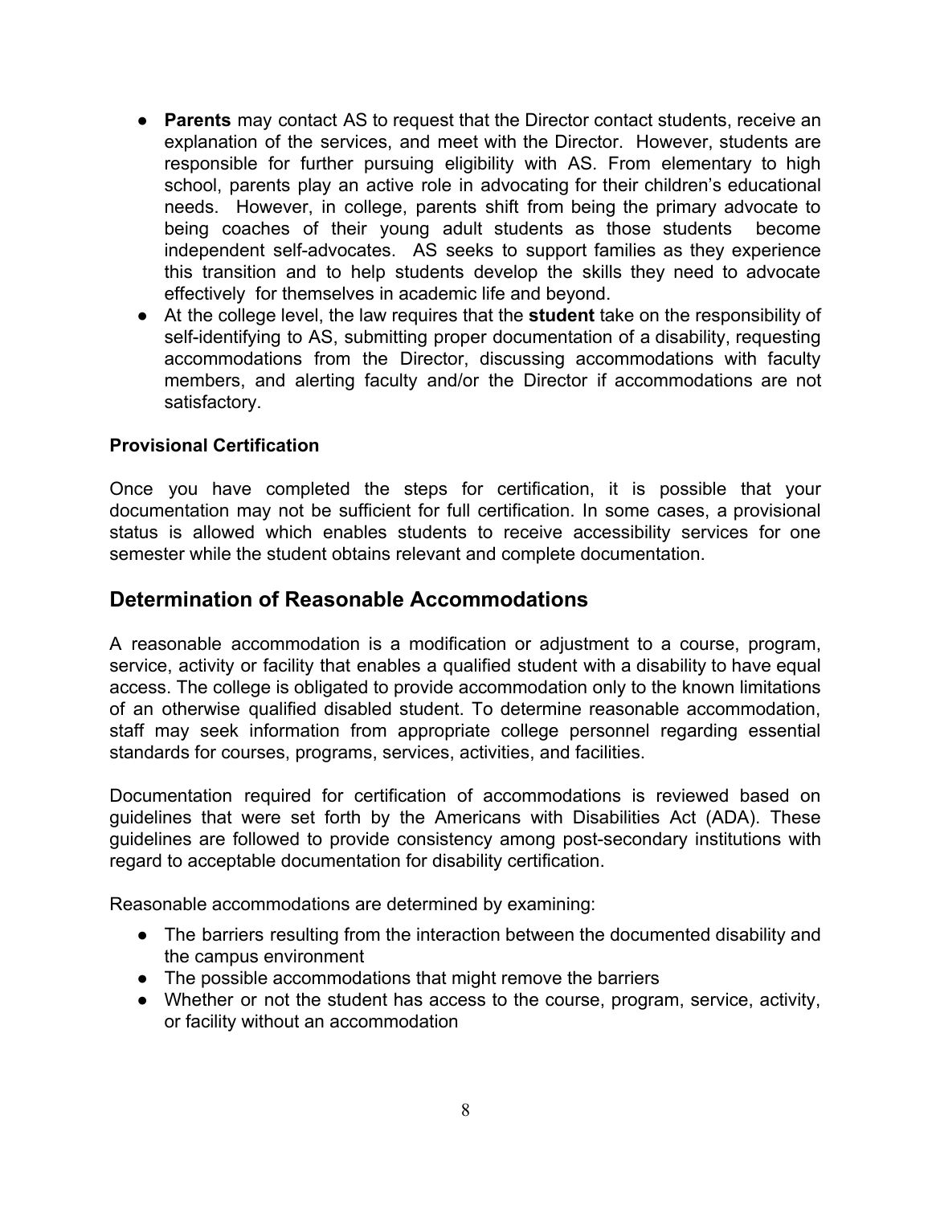- **Parents** may contact AS to request that the Director contact students, receive an explanation of the services, and meet with the Director. However, students are responsible for further pursuing eligibility with AS. From elementary to high school, parents play an active role in advocating for their children's educational needs. However, in college, parents shift from being the primary advocate to being coaches of their young adult students as those students become independent self-advocates. AS seeks to support families as they experience this transition and to help students develop the skills they need to advocate effectively for themselves in academic life and beyond.
- At the college level, the law requires that the **student** take on the responsibility of self-identifying to AS, submitting proper documentation of a disability, requesting accommodations from the Director, discussing accommodations with faculty members, and alerting faculty and/or the Director if accommodations are not satisfactory.

**Provisional Certification**

Once you have completed the steps for certification, it is possible that your documentation may not be sufficient for full certification. In some cases, a provisional status is allowed which enables students to receive accessibility services for one semester while the student obtains relevant and complete documentation.

## Determination of Reasonable Accommodations

A reasonable accommodation is a modification or adjustment to a course, program, service, activity or facility that enables a qualified student with a disability to have equal access. The college is obligated to provide accommodation only to the known limitations of an otherwise qualified disabled student. To determine reasonable accommodation, staff may seek information from appropriate college personnel regarding essential standards for courses, programs, services, activities, and facilities.

Documentation required for certification of accommodations is reviewed based on guidelines that were set forth by the Americans with Disabilities Act (ADA). These guidelines are followed to provide consistency among post-secondary institutions with regard to acceptable documentation for disability certification.

Reasonable accommodations are determined by examining:

- The barriers resulting from the interaction between the documented disability and the campus environment
- The possible accommodations that might remove the barriers
- Whether or not the student has access to the course, program, service, activity, or facility without an accommodation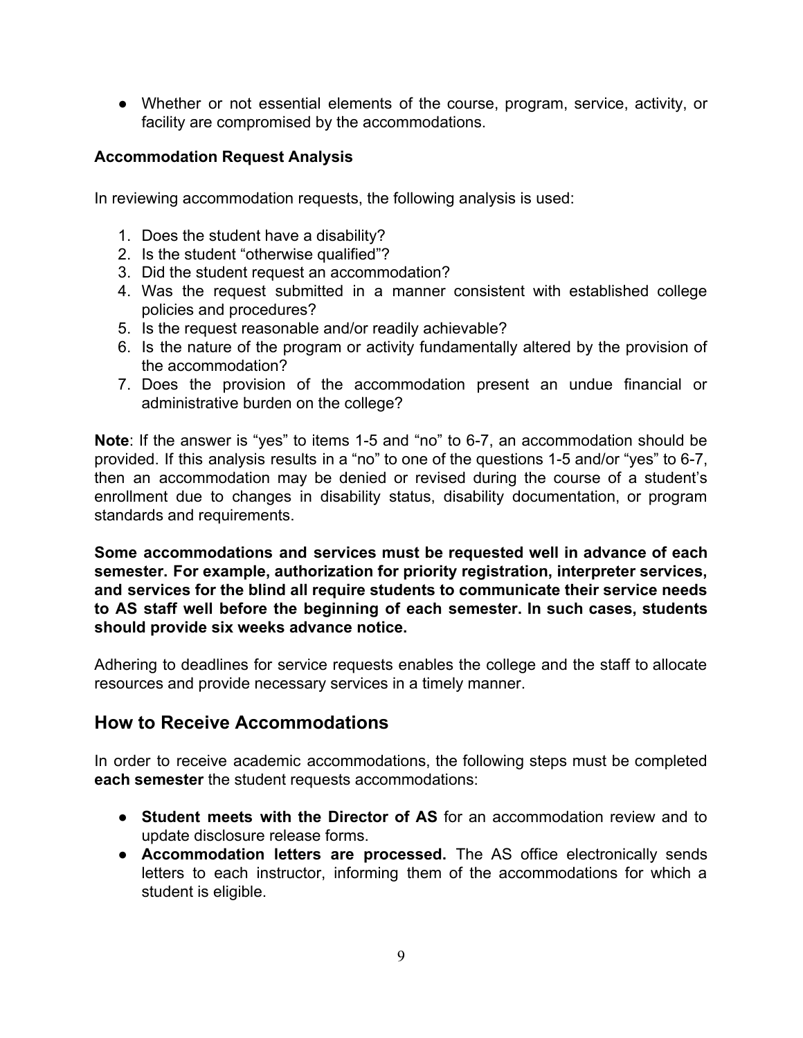- Whether or not essential elements of the course, program, service, activity, or facility are compromised by the accommodations.

**Accommodation Request Analysis**

In reviewing accommodation requests, the following analysis is used:

1. Does the student have a disability?
2. Is the student "otherwise qualified"?
3. Did the student request an accommodation?
4. Was the request submitted in a manner consistent with established college policies and procedures?
5. Is the request reasonable and/or readily achievable?
6. Is the nature of the program or activity fundamentally altered by the provision of the accommodation?
7. Does the provision of the accommodation present an undue financial or administrative burden on the college?

**Note**: If the answer is "yes" to items 1-5 and "no" to 6-7, an accommodation should be provided. If this analysis results in a "no" to one of the questions 1-5 and/or "yes" to 6-7, then an accommodation may be denied or revised during the course of a student's enrollment due to changes in disability status, disability documentation, or program standards and requirements.

**Some accommodations and services must be requested well in advance of each semester. For example, authorization for priority registration, interpreter services, and services for the blind all require students to communicate their service needs to AS staff well before the beginning of each semester. In such cases, students should provide six weeks advance notice.**

Adhering to deadlines for service requests enables the college and the staff to allocate resources and provide necessary services in a timely manner.

## How to Receive Accommodations

In order to receive academic accommodations, the following steps must be completed **each semester** the student requests accommodations:

- **Student meets with the Director of AS** for an accommodation review and to update disclosure release forms.
- **Accommodation letters are processed.** The AS office electronically sends letters to each instructor, informing them of the accommodations for which a student is eligible.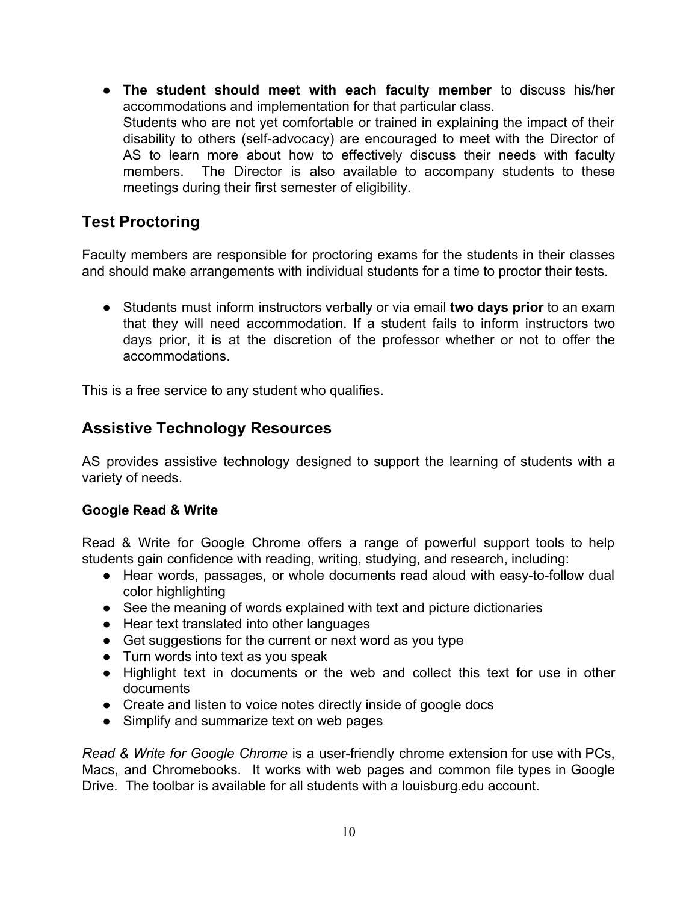- **The student should meet with each faculty member** to discuss his/her accommodations and implementation for that particular class.
  Students who are not yet comfortable or trained in explaining the impact of their disability to others (self-advocacy) are encouraged to meet with the Director of AS to learn more about how to effectively discuss their needs with faculty members. The Director is also available to accompany students to these meetings during their first semester of eligibility.

## Test Proctoring

Faculty members are responsible for proctoring exams for the students in their classes and should make arrangements with individual students for a time to proctor their tests.

- Students must inform instructors verbally or via email **two days prior** to an exam that they will need accommodation. If a student fails to inform instructors two days prior, it is at the discretion of the professor whether or not to offer the accommodations.

This is a free service to any student who qualifies.

## Assistive Technology Resources

AS provides assistive technology designed to support the learning of students with a variety of needs.

### Google Read & Write

Read & Write for Google Chrome offers a range of powerful support tools to help students gain confidence with reading, writing, studying, and research, including:

- Hear words, passages, or whole documents read aloud with easy-to-follow dual color highlighting
- See the meaning of words explained with text and picture dictionaries
- Hear text translated into other languages
- Get suggestions for the current or next word as you type
- Turn words into text as you speak
- Highlight text in documents or the web and collect this text for use in other documents
- Create and listen to voice notes directly inside of google docs
- Simplify and summarize text on web pages

*Read & Write for Google Chrome* is a user-friendly chrome extension for use with PCs, Macs, and Chromebooks. It works with web pages and common file types in Google Drive. The toolbar is available for all students with a louisburg.edu account.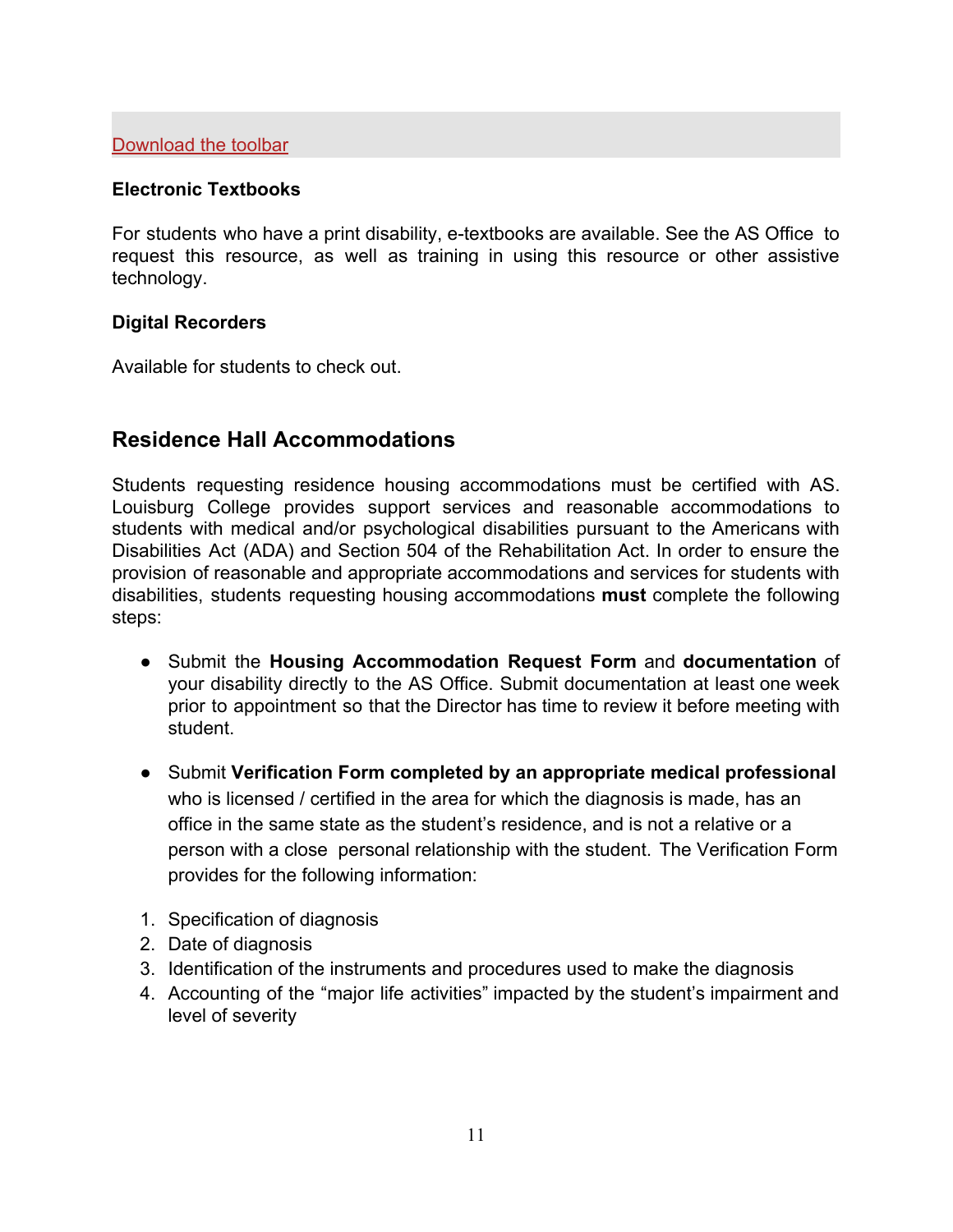[Download the toolbar]

**Electronic Textbooks**

For students who have a print disability, e-textbooks are available. See the AS Office to request this resource, as well as training in using this resource or other assistive technology.

**Digital Recorders**

Available for students to check out.

## Residence Hall Accommodations

Students requesting residence housing accommodations must be certified with AS. Louisburg College provides support services and reasonable accommodations to students with medical and/or psychological disabilities pursuant to the Americans with Disabilities Act (ADA) and Section 504 of the Rehabilitation Act. In order to ensure the provision of reasonable and appropriate accommodations and services for students with disabilities, students requesting housing accommodations **must** complete the following steps:

- Submit the **Housing Accommodation Request Form** and **documentation** of your disability directly to the AS Office. Submit documentation at least one week prior to appointment so that the Director has time to review it before meeting with student.

- Submit **Verification Form completed by an appropriate medical professional** who is licensed / certified in the area for which the diagnosis is made, has an office in the same state as the student's residence, and is not a relative or a person with a close personal relationship with the student. The Verification Form provides for the following information:

1. Specification of diagnosis
2. Date of diagnosis
3. Identification of the instruments and procedures used to make the diagnosis
4. Accounting of the "major life activities" impacted by the student's impairment and level of severity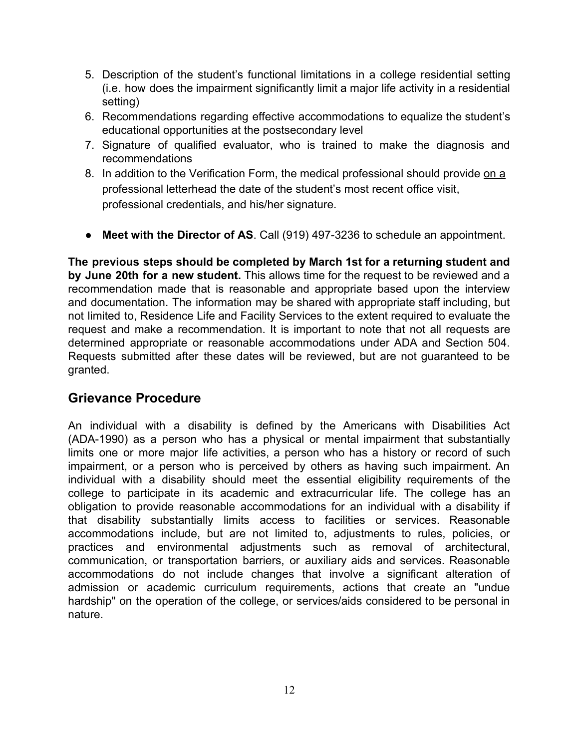5. Description of the student's functional limitations in a college residential setting (i.e. how does the impairment significantly limit a major life activity in a residential setting)
6. Recommendations regarding effective accommodations to equalize the student's educational opportunities at the postsecondary level
7. Signature of qualified evaluator, who is trained to make the diagnosis and recommendations
8. In addition to the Verification Form, the medical professional should provide <u>on a professional letterhead</u> the date of the student's most recent office visit, professional credentials, and his/her signature.

- **Meet with the Director of AS**. Call (919) 497-3236 to schedule an appointment.

**The previous steps should be completed by March 1st for a returning student and by June 20th for a new student.** This allows time for the request to be reviewed and a recommendation made that is reasonable and appropriate based upon the interview and documentation. The information may be shared with appropriate staff including, but not limited to, Residence Life and Facility Services to the extent required to evaluate the request and make a recommendation. It is important to note that not all requests are determined appropriate or reasonable accommodations under ADA and Section 504. Requests submitted after these dates will be reviewed, but are not guaranteed to be granted.

## Grievance Procedure

An individual with a disability is defined by the Americans with Disabilities Act (ADA-1990) as a person who has a physical or mental impairment that substantially limits one or more major life activities, a person who has a history or record of such impairment, or a person who is perceived by others as having such impairment. An individual with a disability should meet the essential eligibility requirements of the college to participate in its academic and extracurricular life. The college has an obligation to provide reasonable accommodations for an individual with a disability if that disability substantially limits access to facilities or services. Reasonable accommodations include, but are not limited to, adjustments to rules, policies, or practices and environmental adjustments such as removal of architectural, communication, or transportation barriers, or auxiliary aids and services. Reasonable accommodations do not include changes that involve a significant alteration of admission or academic curriculum requirements, actions that create an "undue hardship" on the operation of the college, or services/aids considered to be personal in nature.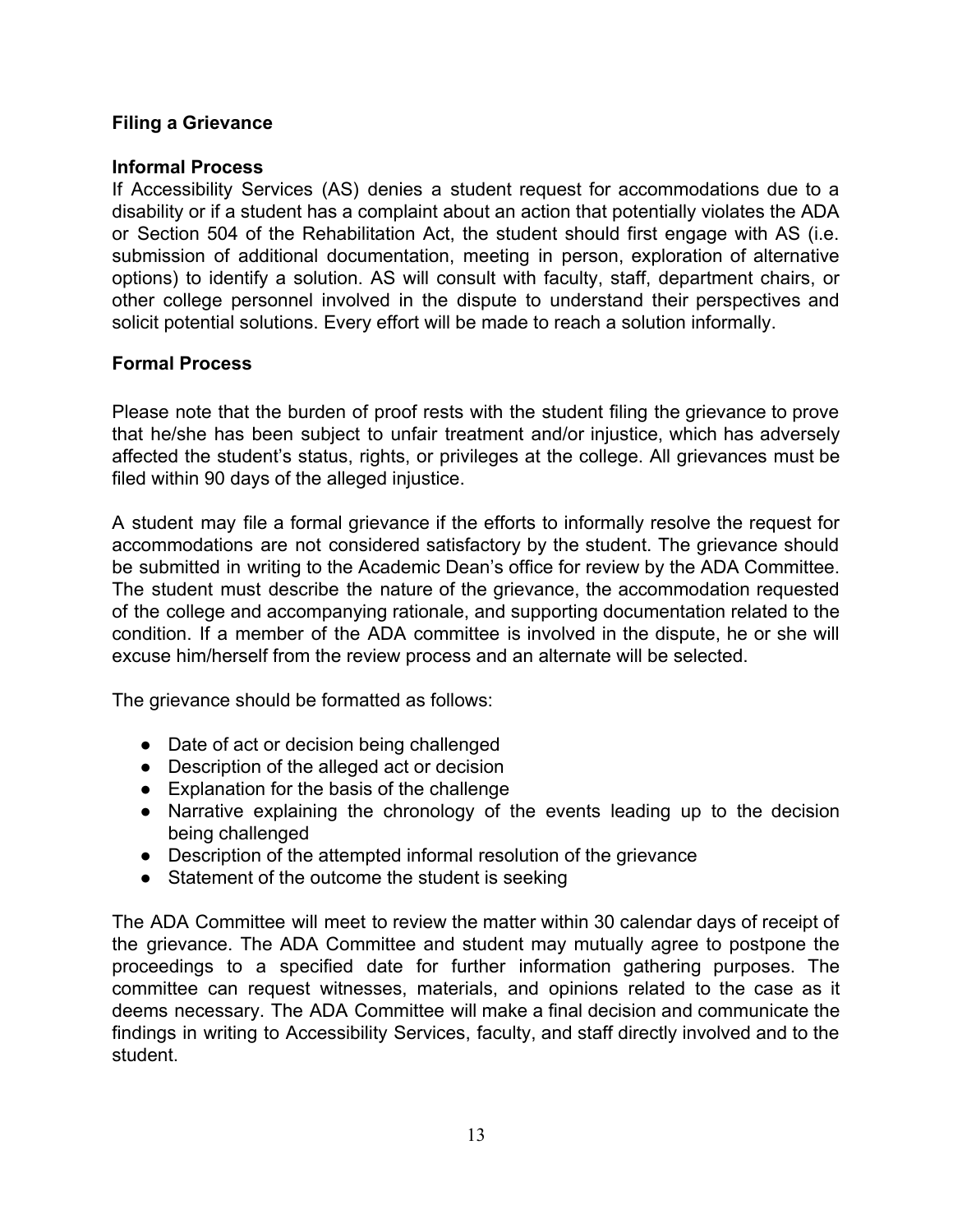## Filing a Grievance

### Informal Process

If Accessibility Services (AS) denies a student request for accommodations due to a disability or if a student has a complaint about an action that potentially violates the ADA or Section 504 of the Rehabilitation Act, the student should first engage with AS (i.e. submission of additional documentation, meeting in person, exploration of alternative options) to identify a solution. AS will consult with faculty, staff, department chairs, or other college personnel involved in the dispute to understand their perspectives and solicit potential solutions. Every effort will be made to reach a solution informally.

### Formal Process

Please note that the burden of proof rests with the student filing the grievance to prove that he/she has been subject to unfair treatment and/or injustice, which has adversely affected the student's status, rights, or privileges at the college. All grievances must be filed within 90 days of the alleged injustice.

A student may file a formal grievance if the efforts to informally resolve the request for accommodations are not considered satisfactory by the student. The grievance should be submitted in writing to the Academic Dean's office for review by the ADA Committee. The student must describe the nature of the grievance, the accommodation requested of the college and accompanying rationale, and supporting documentation related to the condition. If a member of the ADA committee is involved in the dispute, he or she will excuse him/herself from the review process and an alternate will be selected.

The grievance should be formatted as follows:

- Date of act or decision being challenged
- Description of the alleged act or decision
- Explanation for the basis of the challenge
- Narrative explaining the chronology of the events leading up to the decision being challenged
- Description of the attempted informal resolution of the grievance
- Statement of the outcome the student is seeking

The ADA Committee will meet to review the matter within 30 calendar days of receipt of the grievance. The ADA Committee and student may mutually agree to postpone the proceedings to a specified date for further information gathering purposes. The committee can request witnesses, materials, and opinions related to the case as it deems necessary. The ADA Committee will make a final decision and communicate the findings in writing to Accessibility Services, faculty, and staff directly involved and to the student.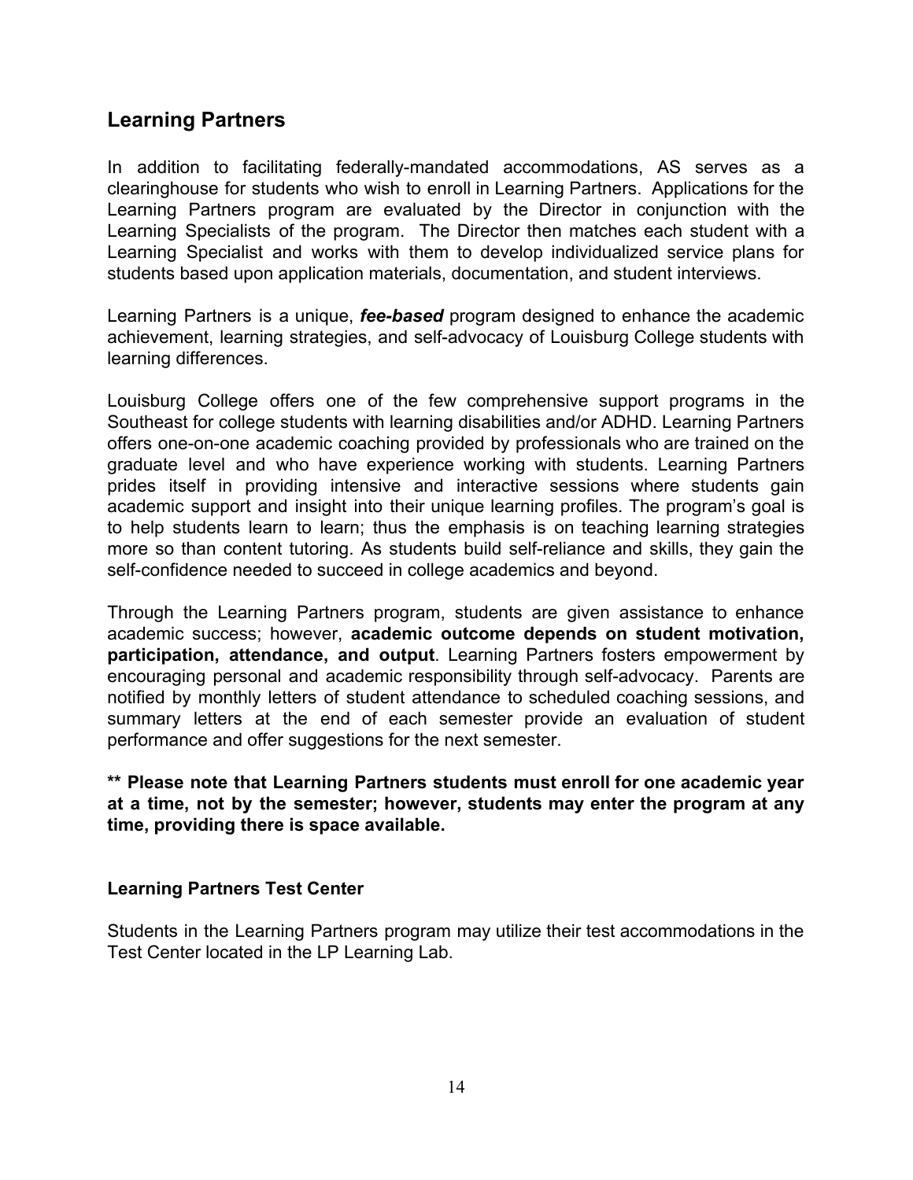## Learning Partners

In addition to facilitating federally-mandated accommodations, AS serves as a clearinghouse for students who wish to enroll in Learning Partners. Applications for the Learning Partners program are evaluated by the Director in conjunction with the Learning Specialists of the program. The Director then matches each student with a Learning Specialist and works with them to develop individualized service plans for students based upon application materials, documentation, and student interviews.

Learning Partners is a unique, ***fee-based*** program designed to enhance the academic achievement, learning strategies, and self-advocacy of Louisburg College students with learning differences.

Louisburg College offers one of the few comprehensive support programs in the Southeast for college students with learning disabilities and/or ADHD. Learning Partners offers one-on-one academic coaching provided by professionals who are trained on the graduate level and who have experience working with students. Learning Partners prides itself in providing intensive and interactive sessions where students gain academic support and insight into their unique learning profiles. The program's goal is to help students learn to learn; thus the emphasis is on teaching learning strategies more so than content tutoring. As students build self-reliance and skills, they gain the self-confidence needed to succeed in college academics and beyond.

Through the Learning Partners program, students are given assistance to enhance academic success; however, **academic outcome depends on student motivation, participation, attendance, and output**. Learning Partners fosters empowerment by encouraging personal and academic responsibility through self-advocacy. Parents are notified by monthly letters of student attendance to scheduled coaching sessions, and summary letters at the end of each semester provide an evaluation of student performance and offer suggestions for the next semester.

**** Please note that Learning Partners students must enroll for one academic year at a time, not by the semester; however, students may enter the program at any time, providing there is space available.**

**Learning Partners Test Center**

Students in the Learning Partners program may utilize their test accommodations in the Test Center located in the LP Learning Lab.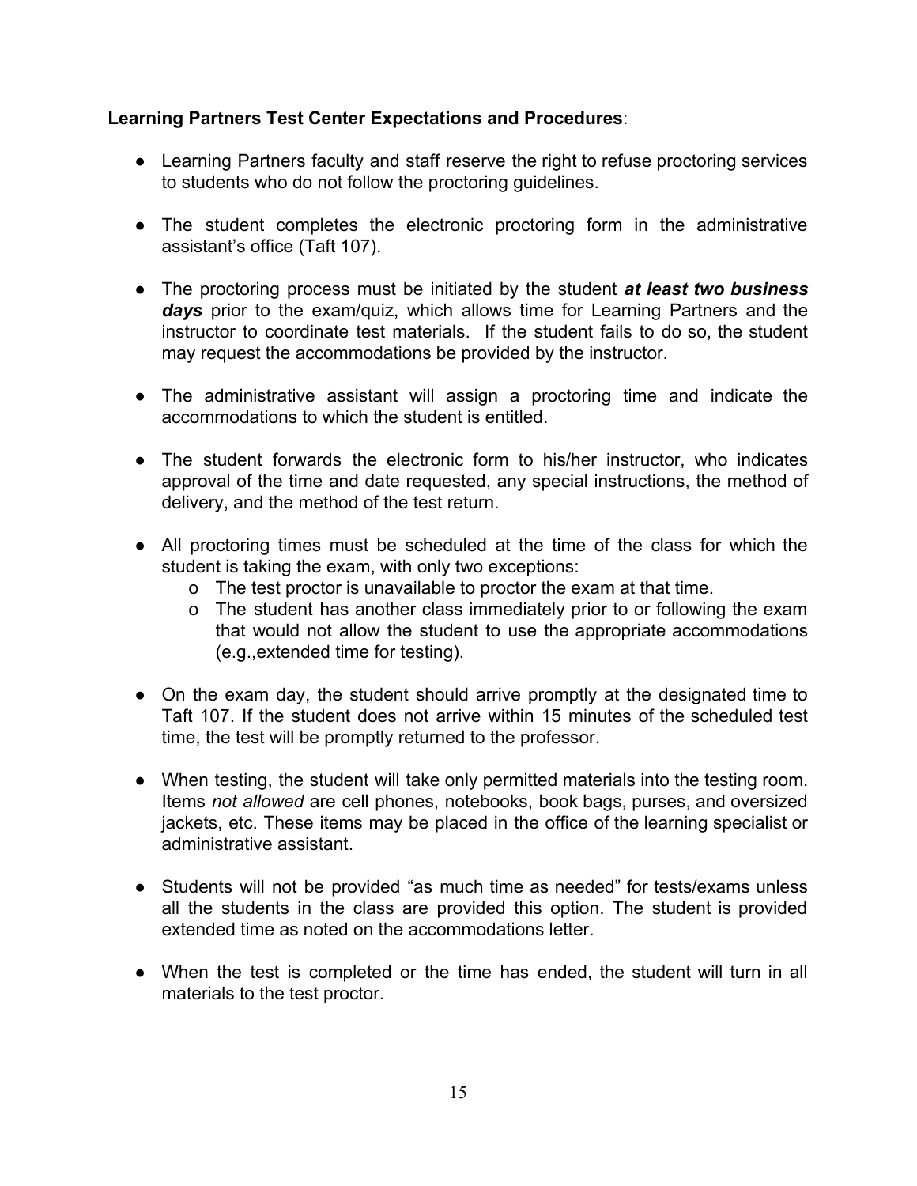**Learning Partners Test Center Expectations and Procedures**:

- Learning Partners faculty and staff reserve the right to refuse proctoring services to students who do not follow the proctoring guidelines.

- The student completes the electronic proctoring form in the administrative assistant's office (Taft 107).

- The proctoring process must be initiated by the student ***at least two business days*** prior to the exam/quiz, which allows time for Learning Partners and the instructor to coordinate test materials. If the student fails to do so, the student may request the accommodations be provided by the instructor.

- The administrative assistant will assign a proctoring time and indicate the accommodations to which the student is entitled.

- The student forwards the electronic form to his/her instructor, who indicates approval of the time and date requested, any special instructions, the method of delivery, and the method of the test return.

- All proctoring times must be scheduled at the time of the class for which the student is taking the exam, with only two exceptions:
  - The test proctor is unavailable to proctor the exam at that time.
  - The student has another class immediately prior to or following the exam that would not allow the student to use the appropriate accommodations (e.g.,extended time for testing).

- On the exam day, the student should arrive promptly at the designated time to Taft 107. If the student does not arrive within 15 minutes of the scheduled test time, the test will be promptly returned to the professor.

- When testing, the student will take only permitted materials into the testing room. Items *not allowed* are cell phones, notebooks, book bags, purses, and oversized jackets, etc. These items may be placed in the office of the learning specialist or administrative assistant.

- Students will not be provided "as much time as needed" for tests/exams unless all the students in the class are provided this option. The student is provided extended time as noted on the accommodations letter.

- When the test is completed or the time has ended, the student will turn in all materials to the test proctor.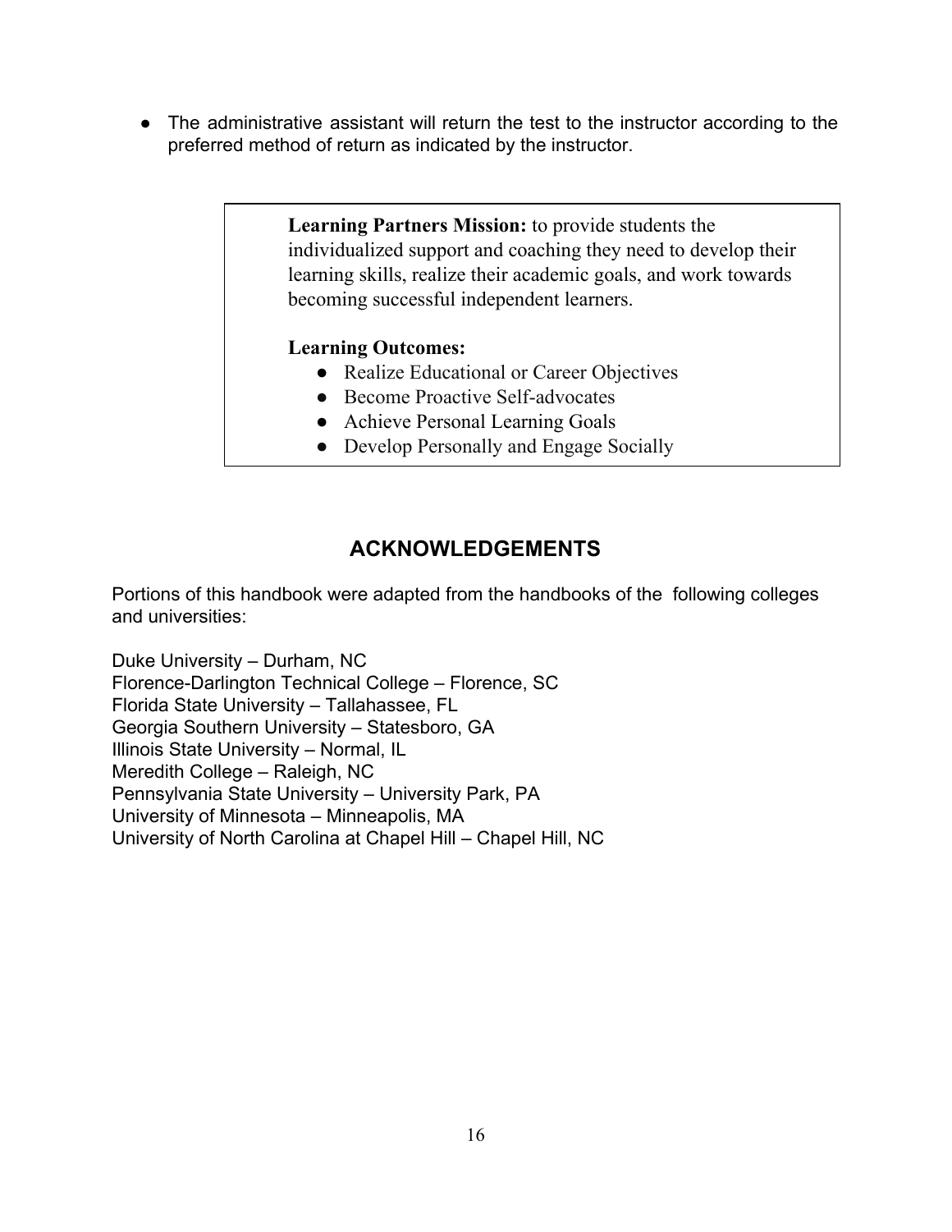- The administrative assistant will return the test to the instructor according to the preferred method of return as indicated by the instructor.

> **Learning Partners Mission:** to provide students the individualized support and coaching they need to develop their learning skills, realize their academic goals, and work towards becoming successful independent learners.
>
> **Learning Outcomes:**
> - Realize Educational or Career Objectives
> - Become Proactive Self-advocates
> - Achieve Personal Learning Goals
> - Develop Personally and Engage Socially

## ACKNOWLEDGEMENTS

Portions of this handbook were adapted from the handbooks of the following colleges and universities:

Duke University – Durham, NC
Florence-Darlington Technical College – Florence, SC
Florida State University – Tallahassee, FL
Georgia Southern University – Statesboro, GA
Illinois State University – Normal, IL
Meredith College – Raleigh, NC
Pennsylvania State University – University Park, PA
University of Minnesota – Minneapolis, MA
University of North Carolina at Chapel Hill – Chapel Hill, NC